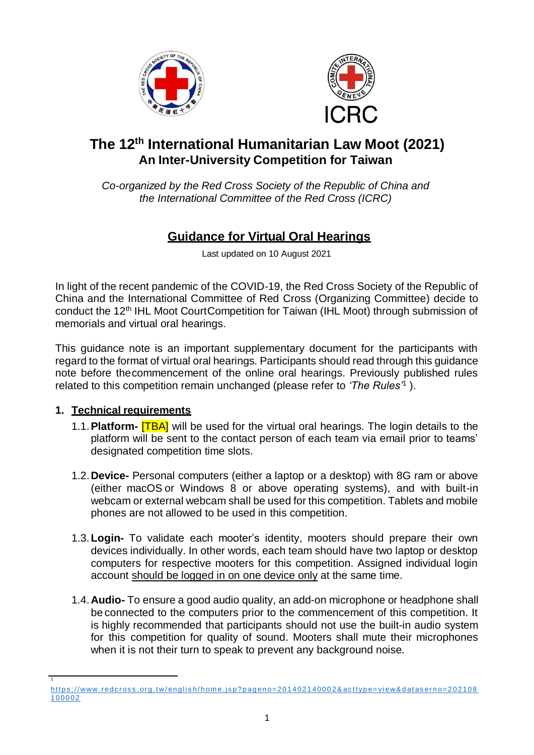# The 12th International Humanitarian Law Moot (2021)

## An Inter-University Competition for Taiwan

*Co-organized by the Red Cross Society of the Republic of China and the International Committee of the Red Cross (ICRC)*

## Guidance for Virtual Oral Hearings

Last updated on 10 August 2021

In light of the recent pandemic of the COVID-19, the Red Cross Society of the Republic of China and the International Committee of Red Cross (Organizing Committee) decide to conduct the 12th IHL Moot CourtCompetition for Taiwan (IHL Moot) through submission of memorials and virtual oral hearings.

This guidance note is an important supplementary document for the participants with regard to the format of virtual oral hearings. Participants should read through this guidance note before thecommencement of the online oral hearings. Previously published rules related to this competition remain unchanged (please refer to *'The Rules'*[1] ).

### 1. Technical requirements

1.1. **Platform-** [TBA] will be used for the virtual oral hearings. The login details to the platform will be sent to the contact person of each team via email prior to teams' designated competition time slots.

1.2. **Device-** Personal computers (either a laptop or a desktop) with 8G ram or above (either macOS or Windows 8 or above operating systems), and with built-in webcam or external webcam shall be used for this competition. Tablets and mobile phones are not allowed to be used in this competition.

1.3. **Login-** To validate each mooter's identity, mooters should prepare their own devices individually. In other words, each team should have two laptop or desktop computers for respective mooters for this competition. Assigned individual login account should be logged in on one device only at the same time.

1.4. **Audio-** To ensure a good audio quality, an add-on microphone or headphone shall be connected to the computers prior to the commencement of this competition. It is highly recommended that participants should not use the built-in audio system for this competition for quality of sound. Mooters shall mute their microphones when it is not their turn to speak to prevent any background noise.

---

[1] https://www.redcross.org.tw/english/home.jsp?pageno=201402140002&acttype=view&dataserno=202108100002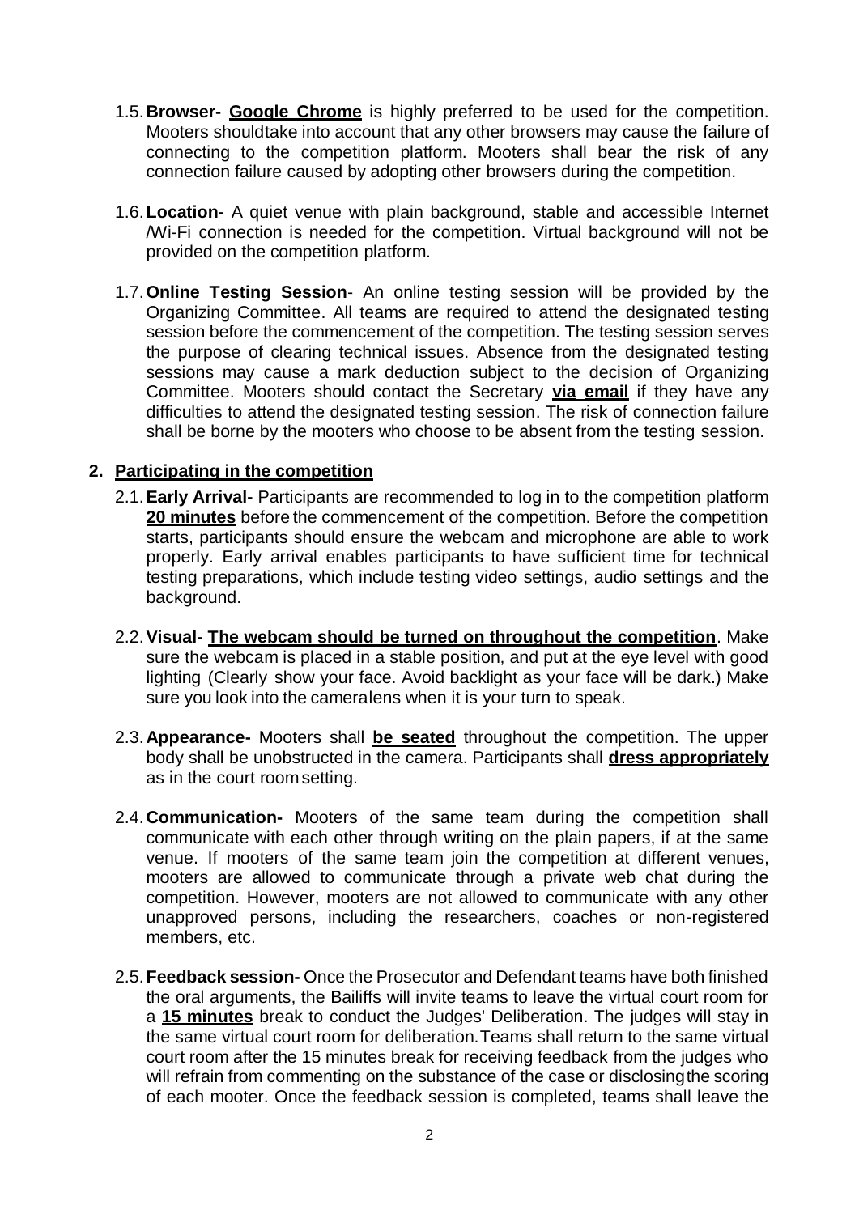1.5. **Browser- <u>Google Chrome</u>** is highly preferred to be used for the competition. Mooters shouldtake into account that any other browsers may cause the failure of connecting to the competition platform. Mooters shall bear the risk of any connection failure caused by adopting other browsers during the competition.

1.6. **Location-** A quiet venue with plain background, stable and accessible Internet /Wi-Fi connection is needed for the competition. Virtual background will not be provided on the competition platform.

1.7. **Online Testing Session**- An online testing session will be provided by the Organizing Committee. All teams are required to attend the designated testing session before the commencement of the competition. The testing session serves the purpose of clearing technical issues. Absence from the designated testing sessions may cause a mark deduction subject to the decision of Organizing Committee. Mooters should contact the Secretary **<u>via email</u>** if they have any difficulties to attend the designated testing session. The risk of connection failure shall be borne by the mooters who choose to be absent from the testing session.

## 2. <u>Participating in the competition</u>

2.1. **Early Arrival-** Participants are recommended to log in to the competition platform **<u>20 minutes</u>** before the commencement of the competition. Before the competition starts, participants should ensure the webcam and microphone are able to work properly. Early arrival enables participants to have sufficient time for technical testing preparations, which include testing video settings, audio settings and the background.

2.2. **Visual- <u>The webcam should be turned on throughout the competition</u>**. Make sure the webcam is placed in a stable position, and put at the eye level with good lighting (Clearly show your face. Avoid backlight as your face will be dark.) Make sure you look into the cameralens when it is your turn to speak.

2.3. **Appearance-** Mooters shall **<u>be seated</u>** throughout the competition. The upper body shall be unobstructed in the camera. Participants shall **<u>dress appropriately</u>** as in the court room setting.

2.4. **Communication-** Mooters of the same team during the competition shall communicate with each other through writing on the plain papers, if at the same venue. If mooters of the same team join the competition at different venues, mooters are allowed to communicate through a private web chat during the competition. However, mooters are not allowed to communicate with any other unapproved persons, including the researchers, coaches or non-registered members, etc.

2.5. **Feedback session-** Once the Prosecutor and Defendant teams have both finished the oral arguments, the Bailiffs will invite teams to leave the virtual court room for a **<u>15 minutes</u>** break to conduct the Judges' Deliberation. The judges will stay in the same virtual court room for deliberation.Teams shall return to the same virtual court room after the 15 minutes break for receiving feedback from the judges who will refrain from commenting on the substance of the case or disclosingthe scoring of each mooter. Once the feedback session is completed, teams shall leave the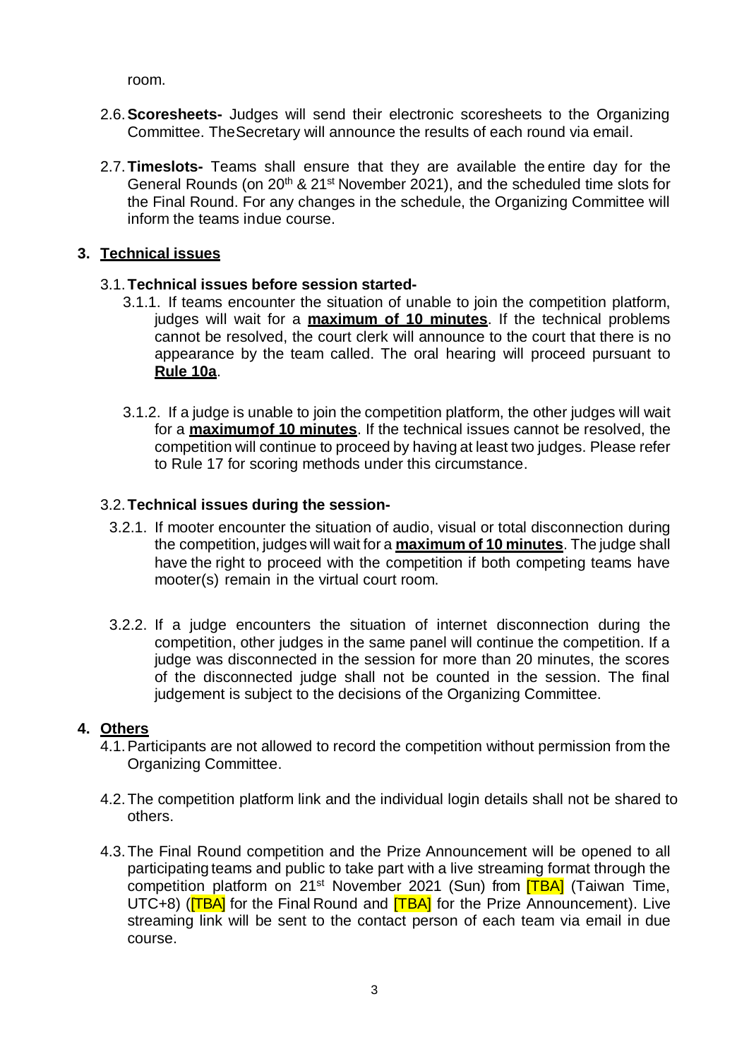room.

2.6. **Scoresheets-** Judges will send their electronic scoresheets to the Organizing Committee. TheSecretary will announce the results of each round via email.

2.7. **Timeslots-** Teams shall ensure that they are available the entire day for the General Rounds (on 20th & 21st November 2021), and the scheduled time slots for the Final Round. For any changes in the schedule, the Organizing Committee will inform the teams indue course.

## 3. Technical issues

### 3.1. Technical issues before session started-

3.1.1. If teams encounter the situation of unable to join the competition platform, judges will wait for a **maximum of 10 minutes**. If the technical problems cannot be resolved, the court clerk will announce to the court that there is no appearance by the team called. The oral hearing will proceed pursuant to **Rule 10a**.

3.1.2. If a judge is unable to join the competition platform, the other judges will wait for a **maximumof 10 minutes**. If the technical issues cannot be resolved, the competition will continue to proceed by having at least two judges. Please refer to Rule 17 for scoring methods under this circumstance.

### 3.2. Technical issues during the session-

3.2.1. If mooter encounter the situation of audio, visual or total disconnection during the competition, judges will wait for a **maximum of 10 minutes**. The judge shall have the right to proceed with the competition if both competing teams have mooter(s) remain in the virtual court room.

3.2.2. If a judge encounters the situation of internet disconnection during the competition, other judges in the same panel will continue the competition. If a judge was disconnected in the session for more than 20 minutes, the scores of the disconnected judge shall not be counted in the session. The final judgement is subject to the decisions of the Organizing Committee.

## 4. Others

4.1. Participants are not allowed to record the competition without permission from the Organizing Committee.

4.2. The competition platform link and the individual login details shall not be shared to others.

4.3. The Final Round competition and the Prize Announcement will be opened to all participating teams and public to take part with a live streaming format through the competition platform on 21st November 2021 (Sun) from [TBA] (Taiwan Time, UTC+8) ([TBA] for the Final Round and [TBA] for the Prize Announcement). Live streaming link will be sent to the contact person of each team via email in due course.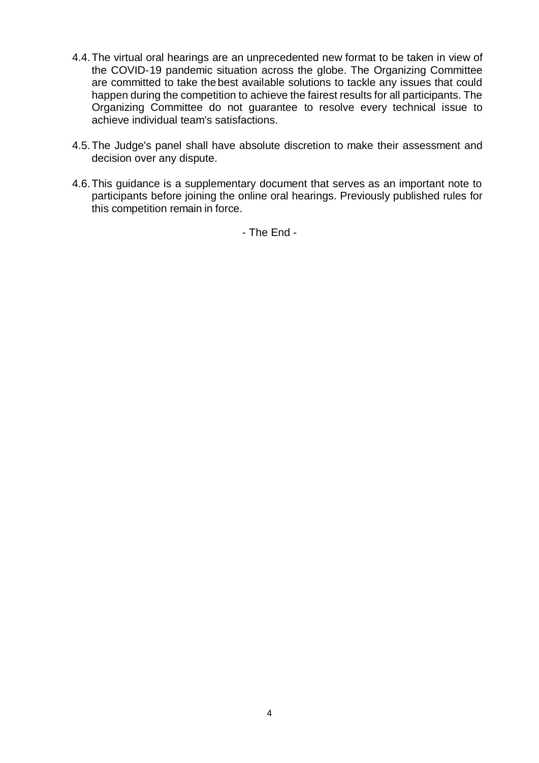4.4. The virtual oral hearings are an unprecedented new format to be taken in view of the COVID-19 pandemic situation across the globe. The Organizing Committee are committed to take the best available solutions to tackle any issues that could happen during the competition to achieve the fairest results for all participants. The Organizing Committee do not guarantee to resolve every technical issue to achieve individual team's satisfactions.

4.5. The Judge's panel shall have absolute discretion to make their assessment and decision over any dispute.

4.6. This guidance is a supplementary document that serves as an important note to participants before joining the online oral hearings. Previously published rules for this competition remain in force.

- The End -